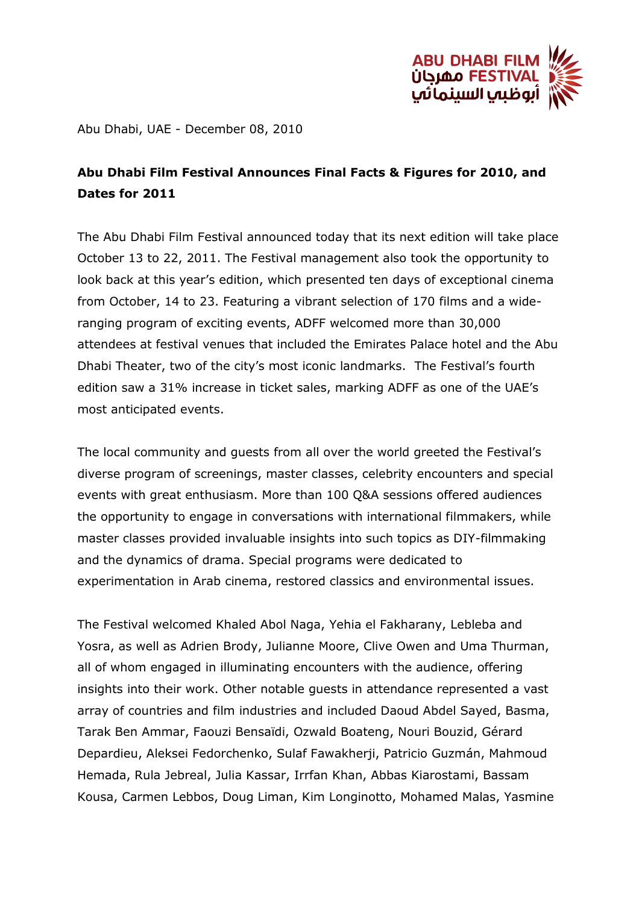Abu Dhabi, UAE - December 08, 2010

**Abu Dhabi Film Festival Announces Final Facts & Figures for 2010, and Dates for 2011**

The Abu Dhabi Film Festival announced today that its next edition will take place October 13 to 22, 2011. The Festival management also took the opportunity to look back at this year's edition, which presented ten days of exceptional cinema from October, 14 to 23. Featuring a vibrant selection of 170 films and a wide-ranging program of exciting events, ADFF welcomed more than 30,000 attendees at festival venues that included the Emirates Palace hotel and the Abu Dhabi Theater, two of the city's most iconic landmarks. The Festival's fourth edition saw a 31% increase in ticket sales, marking ADFF as one of the UAE's most anticipated events.

The local community and guests from all over the world greeted the Festival's diverse program of screenings, master classes, celebrity encounters and special events with great enthusiasm. More than 100 Q&A sessions offered audiences the opportunity to engage in conversations with international filmmakers, while master classes provided invaluable insights into such topics as DIY-filmmaking and the dynamics of drama. Special programs were dedicated to experimentation in Arab cinema, restored classics and environmental issues.

The Festival welcomed Khaled Abol Naga, Yehia el Fakharany, Lebleba and Yosra, as well as Adrien Brody, Julianne Moore, Clive Owen and Uma Thurman, all of whom engaged in illuminating encounters with the audience, offering insights into their work. Other notable guests in attendance represented a vast array of countries and film industries and included Daoud Abdel Sayed, Basma, Tarak Ben Ammar, Faouzi Bensaïdi, Ozwald Boateng, Nouri Bouzid, Gérard Depardieu, Aleksei Fedorchenko, Sulaf Fawakherji, Patricio Guzmán, Mahmoud Hemada, Rula Jebreal, Julia Kassar, Irrfan Khan, Abbas Kiarostami, Bassam Kousa, Carmen Lebbos, Doug Liman, Kim Longinotto, Mohamed Malas, Yasmine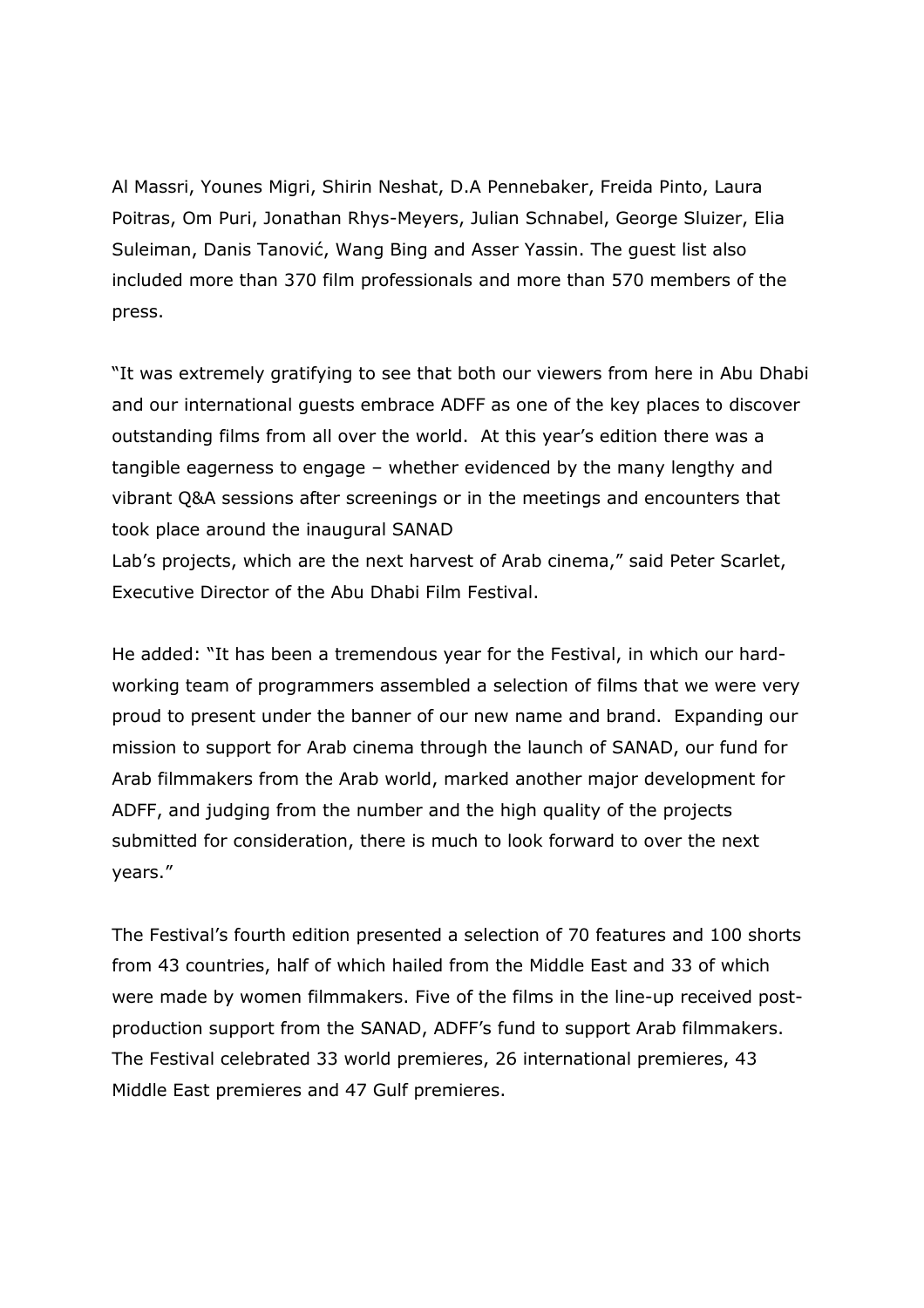Al Massri, Younes Migri, Shirin Neshat, D.A Pennebaker, Freida Pinto, Laura Poitras, Om Puri, Jonathan Rhys-Meyers, Julian Schnabel, George Sluizer, Elia Suleiman, Danis Tanović, Wang Bing and Asser Yassin. The guest list also included more than 370 film professionals and more than 570 members of the press.

"It was extremely gratifying to see that both our viewers from here in Abu Dhabi and our international guests embrace ADFF as one of the key places to discover outstanding films from all over the world. At this year's edition there was a tangible eagerness to engage – whether evidenced by the many lengthy and vibrant Q&A sessions after screenings or in the meetings and encounters that took place around the inaugural SANAD Lab's projects, which are the next harvest of Arab cinema," said Peter Scarlet, Executive Director of the Abu Dhabi Film Festival.

He added: "It has been a tremendous year for the Festival, in which our hard-working team of programmers assembled a selection of films that we were very proud to present under the banner of our new name and brand. Expanding our mission to support for Arab cinema through the launch of SANAD, our fund for Arab filmmakers from the Arab world, marked another major development for ADFF, and judging from the number and the high quality of the projects submitted for consideration, there is much to look forward to over the next years."

The Festival's fourth edition presented a selection of 70 features and 100 shorts from 43 countries, half of which hailed from the Middle East and 33 of which were made by women filmmakers. Five of the films in the line-up received post-production support from the SANAD, ADFF's fund to support Arab filmmakers. The Festival celebrated 33 world premieres, 26 international premieres, 43 Middle East premieres and 47 Gulf premieres.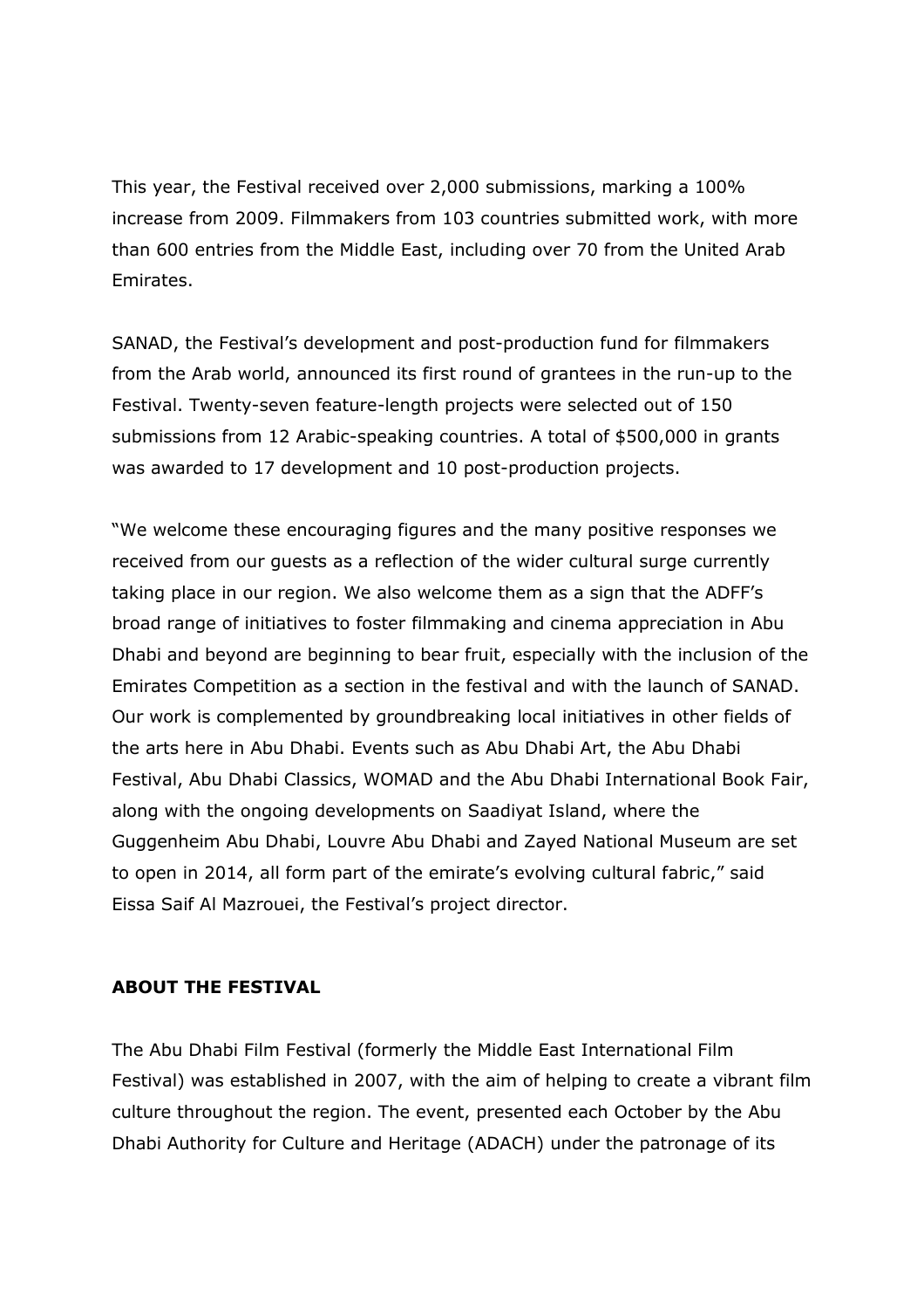This year, the Festival received over 2,000 submissions, marking a 100% increase from 2009. Filmmakers from 103 countries submitted work, with more than 600 entries from the Middle East, including over 70 from the United Arab Emirates.

SANAD, the Festival's development and post-production fund for filmmakers from the Arab world, announced its first round of grantees in the run-up to the Festival. Twenty-seven feature-length projects were selected out of 150 submissions from 12 Arabic-speaking countries. A total of $500,000 in grants was awarded to 17 development and 10 post-production projects.

"We welcome these encouraging figures and the many positive responses we received from our guests as a reflection of the wider cultural surge currently taking place in our region. We also welcome them as a sign that the ADFF's broad range of initiatives to foster filmmaking and cinema appreciation in Abu Dhabi and beyond are beginning to bear fruit, especially with the inclusion of the Emirates Competition as a section in the festival and with the launch of SANAD. Our work is complemented by groundbreaking local initiatives in other fields of the arts here in Abu Dhabi. Events such as Abu Dhabi Art, the Abu Dhabi Festival, Abu Dhabi Classics, WOMAD and the Abu Dhabi International Book Fair, along with the ongoing developments on Saadiyat Island, where the Guggenheim Abu Dhabi, Louvre Abu Dhabi and Zayed National Museum are set to open in 2014, all form part of the emirate's evolving cultural fabric," said Eissa Saif Al Mazrouei, the Festival's project director.

**ABOUT THE FESTIVAL**

The Abu Dhabi Film Festival (formerly the Middle East International Film Festival) was established in 2007, with the aim of helping to create a vibrant film culture throughout the region. The event, presented each October by the Abu Dhabi Authority for Culture and Heritage (ADACH) under the patronage of its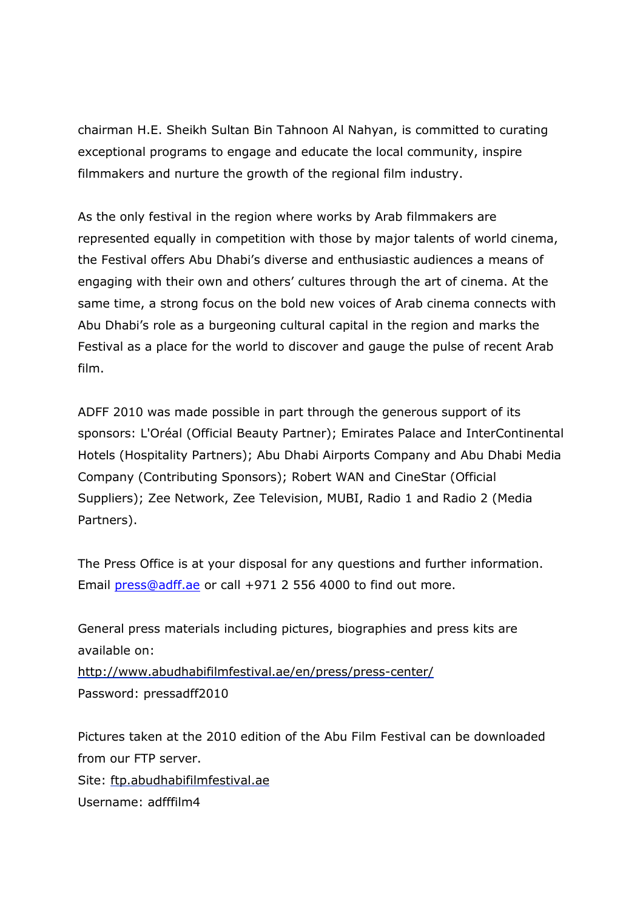chairman H.E. Sheikh Sultan Bin Tahnoon Al Nahyan, is committed to curating exceptional programs to engage and educate the local community, inspire filmmakers and nurture the growth of the regional film industry.

As the only festival in the region where works by Arab filmmakers are represented equally in competition with those by major talents of world cinema, the Festival offers Abu Dhabi's diverse and enthusiastic audiences a means of engaging with their own and others' cultures through the art of cinema. At the same time, a strong focus on the bold new voices of Arab cinema connects with Abu Dhabi's role as a burgeoning cultural capital in the region and marks the Festival as a place for the world to discover and gauge the pulse of recent Arab film.

ADFF 2010 was made possible in part through the generous support of its sponsors: L'Oréal (Official Beauty Partner); Emirates Palace and InterContinental Hotels (Hospitality Partners); Abu Dhabi Airports Company and Abu Dhabi Media Company (Contributing Sponsors); Robert WAN and CineStar (Official Suppliers); Zee Network, Zee Television, MUBI, Radio 1 and Radio 2 (Media Partners).

The Press Office is at your disposal for any questions and further information. Email press@adff.ae or call +971 2 556 4000 to find out more.

General press materials including pictures, biographies and press kits are available on:
http://www.abudhabifilmfestival.ae/en/press/press-center/
Password: pressadff2010

Pictures taken at the 2010 edition of the Abu Film Festival can be downloaded from our FTP server.
Site: ftp.abudhabifilmfestival.ae
Username: adfffilm4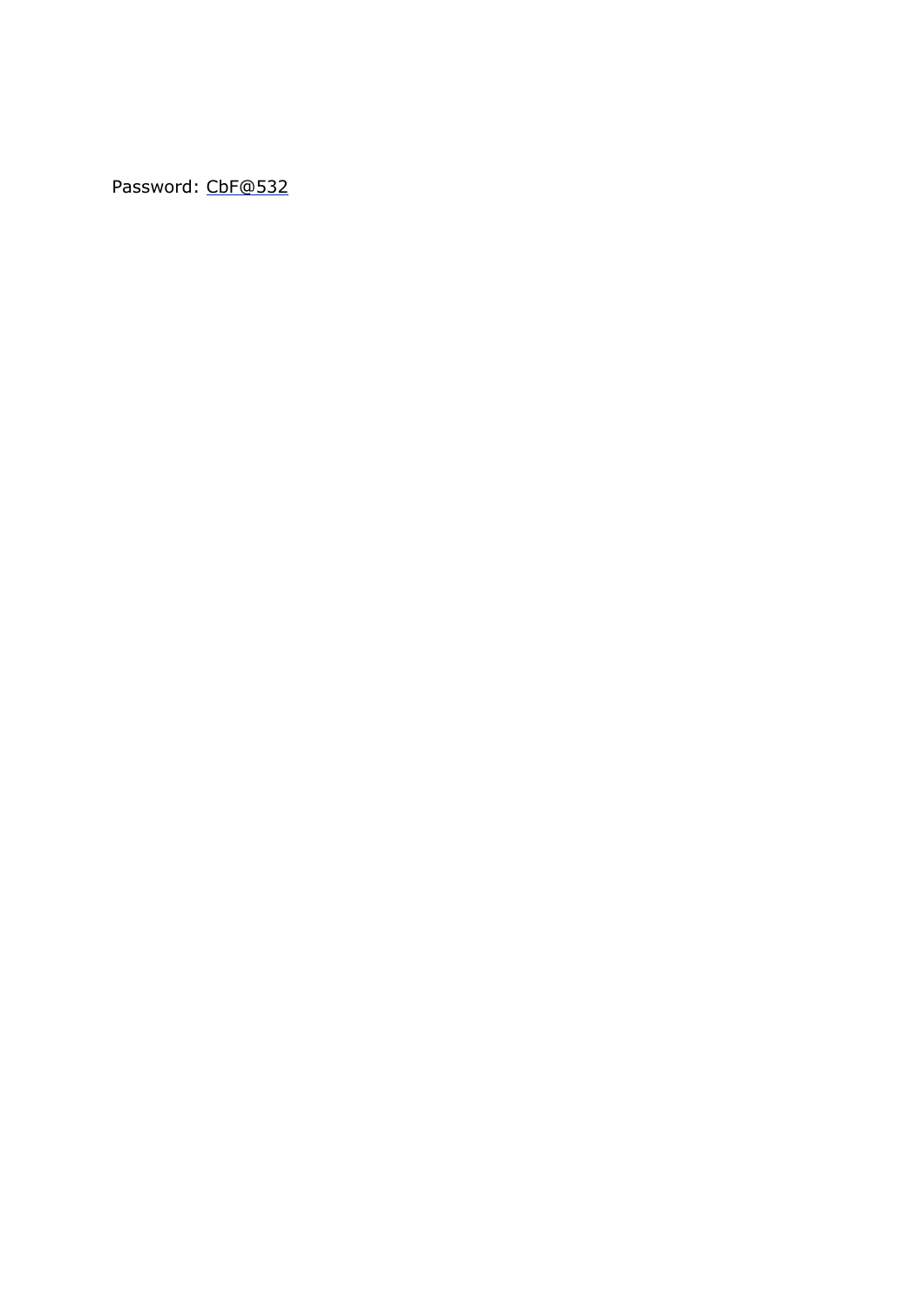Password: CbF@532